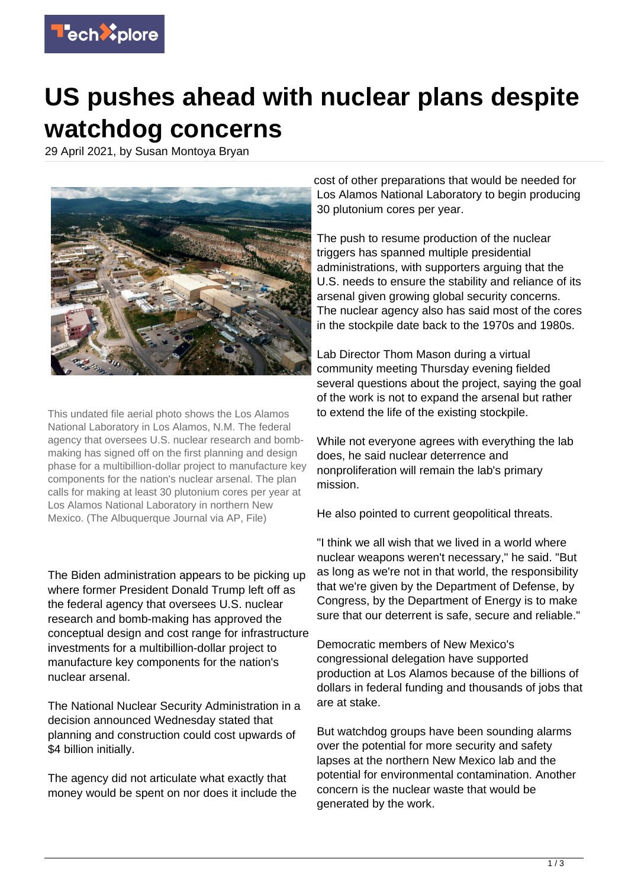# US pushes ahead with nuclear plans despite watchdog concerns

29 April 2021, by Susan Montoya Bryan

This undated file aerial photo shows the Los Alamos National Laboratory in Los Alamos, N.M. The federal agency that oversees U.S. nuclear research and bomb-making has signed off on the first planning and design phase for a multibillion-dollar project to manufacture key components for the nation's nuclear arsenal. The plan calls for making at least 30 plutonium cores per year at Los Alamos National Laboratory in northern New Mexico. (The Albuquerque Journal via AP, File)

The Biden administration appears to be picking up where former President Donald Trump left off as the federal agency that oversees U.S. nuclear research and bomb-making has approved the conceptual design and cost range for infrastructure investments for a multibillion-dollar project to manufacture key components for the nation's nuclear arsenal.

The National Nuclear Security Administration in a decision announced Wednesday stated that planning and construction could cost upwards of $4 billion initially.

The agency did not articulate what exactly that money would be spent on nor does it include the cost of other preparations that would be needed for Los Alamos National Laboratory to begin producing 30 plutonium cores per year.

The push to resume production of the nuclear triggers has spanned multiple presidential administrations, with supporters arguing that the U.S. needs to ensure the stability and reliance of its arsenal given growing global security concerns. The nuclear agency also has said most of the cores in the stockpile date back to the 1970s and 1980s.

Lab Director Thom Mason during a virtual community meeting Thursday evening fielded several questions about the project, saying the goal of the work is not to expand the arsenal but rather to extend the life of the existing stockpile.

While not everyone agrees with everything the lab does, he said nuclear deterrence and nonproliferation will remain the lab's primary mission.

He also pointed to current geopolitical threats.

"I think we all wish that we lived in a world where nuclear weapons weren't necessary," he said. "But as long as we're not in that world, the responsibility that we're given by the Department of Defense, by Congress, by the Department of Energy is to make sure that our deterrent is safe, secure and reliable."

Democratic members of New Mexico's congressional delegation have supported production at Los Alamos because of the billions of dollars in federal funding and thousands of jobs that are at stake.

But watchdog groups have been sounding alarms over the potential for more security and safety lapses at the northern New Mexico lab and the potential for environmental contamination. Another concern is the nuclear waste that would be generated by the work.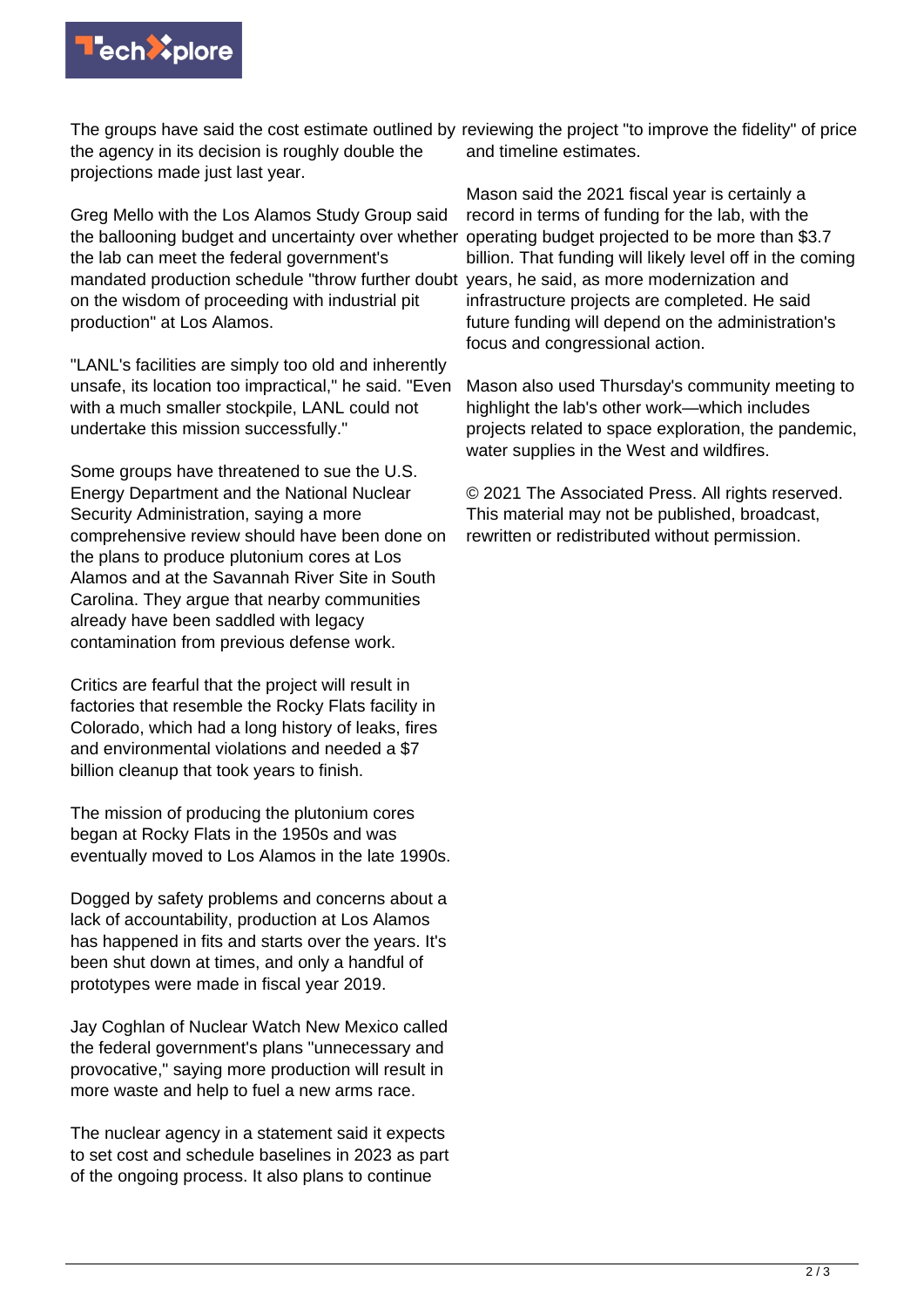The groups have said the cost estimate outlined by the agency in its decision is roughly double the projections made just last year.

Greg Mello with the Los Alamos Study Group said the ballooning budget and uncertainty over whether the lab can meet the federal government's mandated production schedule "throw further doubt on the wisdom of proceeding with industrial pit production" at Los Alamos.

"LANL's facilities are simply too old and inherently unsafe, its location too impractical," he said. "Even with a much smaller stockpile, LANL could not undertake this mission successfully."

Some groups have threatened to sue the U.S. Energy Department and the National Nuclear Security Administration, saying a more comprehensive review should have been done on the plans to produce plutonium cores at Los Alamos and at the Savannah River Site in South Carolina. They argue that nearby communities already have been saddled with legacy contamination from previous defense work.

Critics are fearful that the project will result in factories that resemble the Rocky Flats facility in Colorado, which had a long history of leaks, fires and environmental violations and needed a $7 billion cleanup that took years to finish.

The mission of producing the plutonium cores began at Rocky Flats in the 1950s and was eventually moved to Los Alamos in the late 1990s.

Dogged by safety problems and concerns about a lack of accountability, production at Los Alamos has happened in fits and starts over the years. It's been shut down at times, and only a handful of prototypes were made in fiscal year 2019.

Jay Coghlan of Nuclear Watch New Mexico called the federal government's plans "unnecessary and provocative," saying more production will result in more waste and help to fuel a new arms race.

The nuclear agency in a statement said it expects to set cost and schedule baselines in 2023 as part of the ongoing process. It also plans to continue reviewing the project "to improve the fidelity" of price and timeline estimates.

Mason said the 2021 fiscal year is certainly a record in terms of funding for the lab, with the operating budget projected to be more than $3.7 billion. That funding will likely level off in the coming years, he said, as more modernization and infrastructure projects are completed. He said future funding will depend on the administration's focus and congressional action.

Mason also used Thursday's community meeting to highlight the lab's other work—which includes projects related to space exploration, the pandemic, water supplies in the West and wildfires.

© 2021 The Associated Press. All rights reserved. This material may not be published, broadcast, rewritten or redistributed without permission.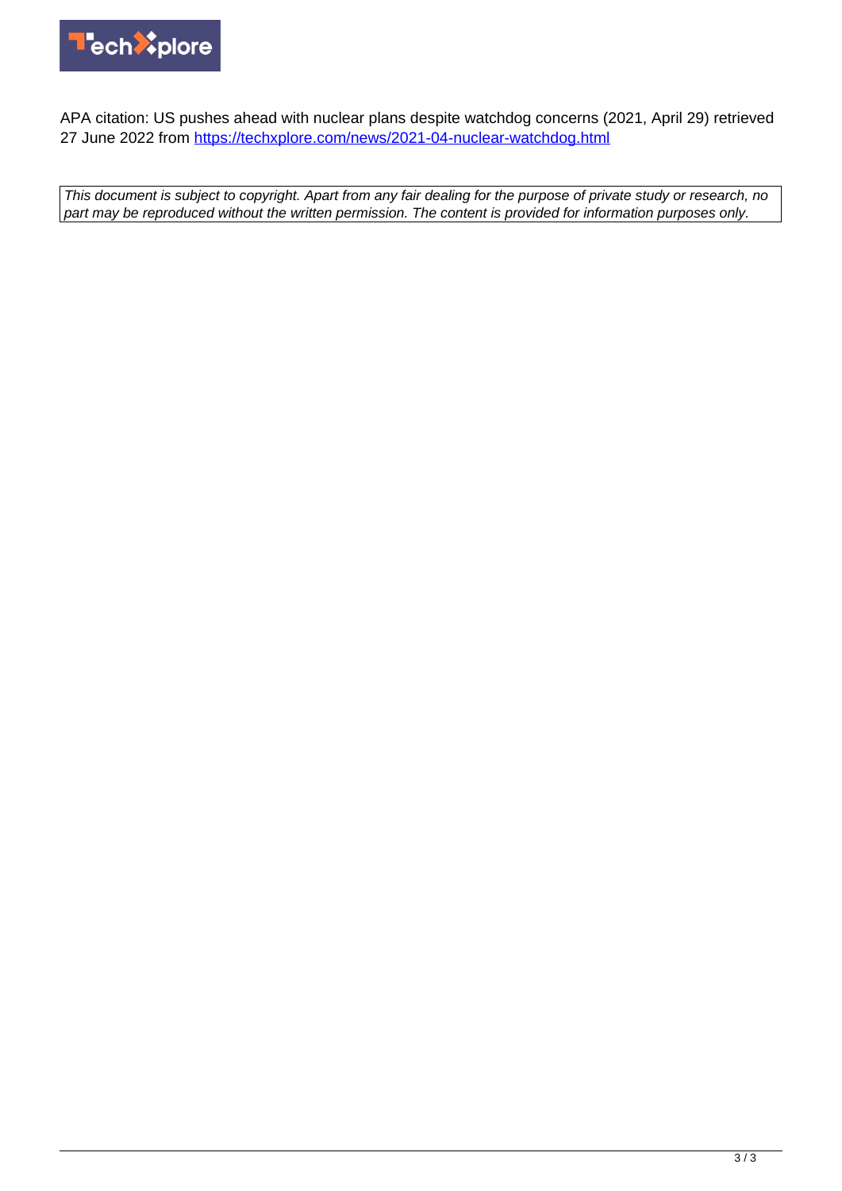APA citation: US pushes ahead with nuclear plans despite watchdog concerns (2021, April 29) retrieved 27 June 2022 from https://techxplore.com/news/2021-04-nuclear-watchdog.html

*This document is subject to copyright. Apart from any fair dealing for the purpose of private study or research, no part may be reproduced without the written permission. The content is provided for information purposes only.*